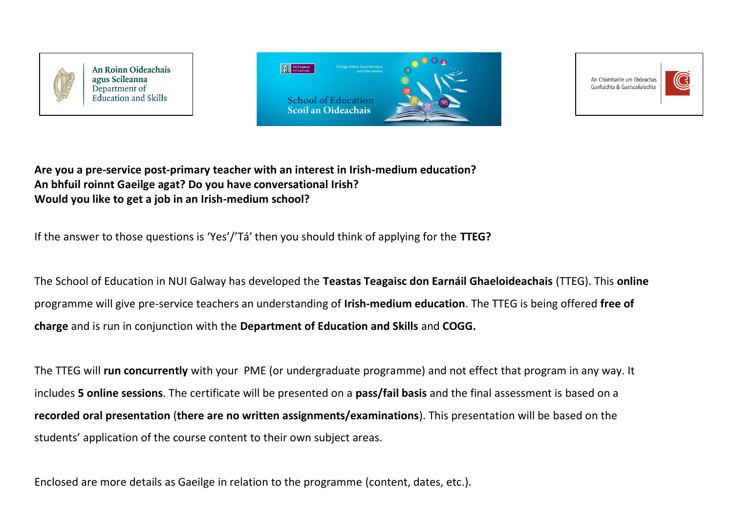An Roinn Oideachais agus Scileanna
Department of Education and Skills

School of Education
Scoil an Oideachais

An Chomhairle um Oideachas Gaeltachta & Gaelscolaíochta

**Are you a pre-service post-primary teacher with an interest in Irish-medium education?**
**An bhfuil roinnt Gaeilge agat? Do you have conversational Irish?**
**Would you like to get a job in an Irish-medium school?**

If the answer to those questions is 'Yes'/'Tá' then you should think of applying for the **TTEG?**

The School of Education in NUI Galway has developed the **Teastas Teagaisc don Earnáil Ghaeloideachais** (TTEG). This **online** programme will give pre-service teachers an understanding of **Irish-medium education**. The TTEG is being offered **free of charge** and is run in conjunction with the **Department of Education and Skills** and **COGG.**

The TTEG will **run concurrently** with your PME (or undergraduate programme) and not effect that program in any way. It includes **5 online sessions**. The certificate will be presented on a **pass/fail basis** and the final assessment is based on a **recorded oral presentation** (**there are no written assignments/examinations**). This presentation will be based on the students' application of the course content to their own subject areas.

Enclosed are more details as Gaeilge in relation to the programme (content, dates, etc.).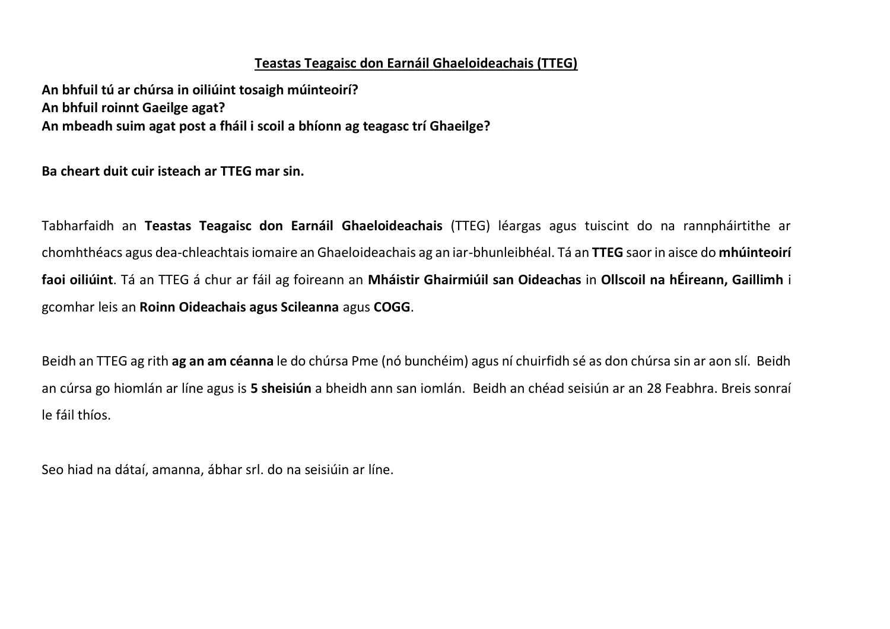**<u>Teastas Teagaisc don Earnáil Ghaeloideachais (TTEG)</u>**

**An bhfuil tú ar chúrsa in oiliúint tosaigh múinteoirí?**
**An bhfuil roinnt Gaeilge agat?**
**An mbeadh suim agat post a fháil i scoil a bhíonn ag teagasc trí Ghaeilge?**

**Ba cheart duit cuir isteach ar TTEG mar sin.**

Tabharfaidh an **Teastas Teagaisc don Earnáil Ghaeloideachais** (TTEG) léargas agus tuiscint do na rannpháirtithe ar chomhthéacs agus dea-chleachtais iomaire an Ghaeloideachais ag an iar-bhunleibhéal. Tá an **TTEG** saor in aisce do **mhúinteoirí faoi oiliúint**. Tá an TTEG á chur ar fáil ag foireann an **Mháistir Ghairmiúil san Oideachas** in **Ollscoil na hÉireann, Gaillimh** i gcomhar leis an **Roinn Oideachais agus Scileanna** agus **COGG**.

Beidh an TTEG ag rith **ag an am céanna** le do chúrsa Pme (nó bunchéim) agus ní chuirfidh sé as don chúrsa sin ar aon slí. Beidh an cúrsa go hiomlán ar líne agus is **5 sheisiún** a bheidh ann san iomlán. Beidh an chéad seisiún ar an 28 Feabhra. Breis sonraí le fáil thíos.

Seo hiad na dátaí, amanna, ábhar srl. do na seisiúin ar líne.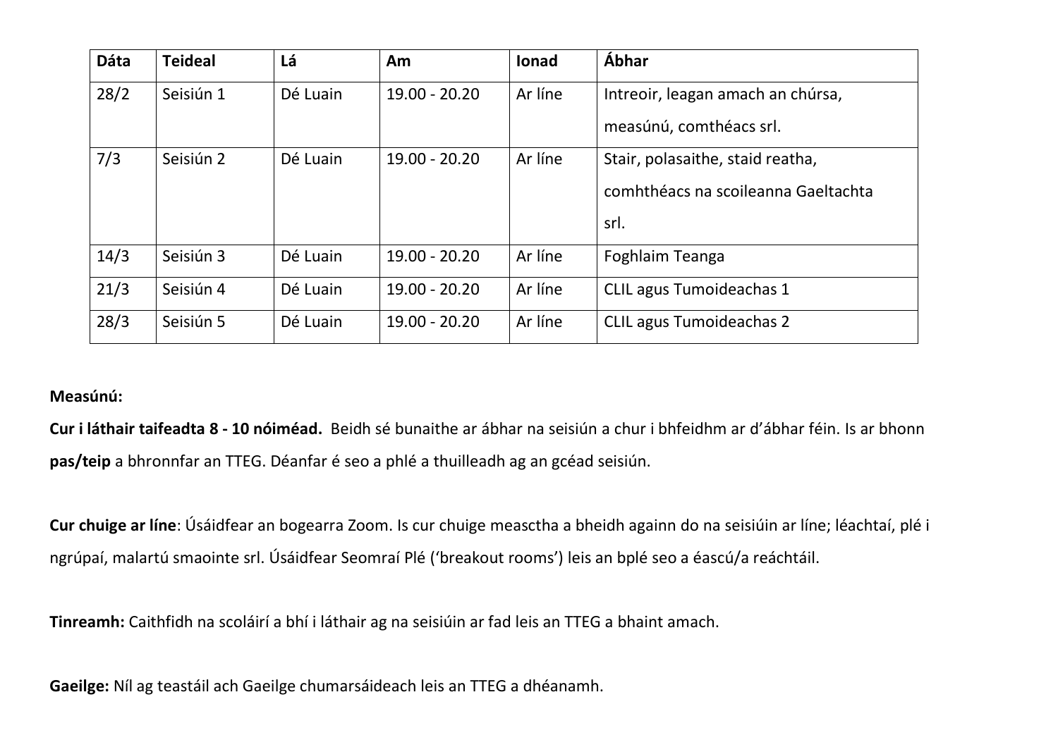| Dáta | Teideal | Lá | Am | Ionad | Ábhar |
|---|---|---|---|---|---|
| 28/2 | Seisiún 1 | Dé Luain | 19.00 - 20.20 | Ar líne | Intreoir, leagan amach an chúrsa, measúnú, comthéacs srl. |
| 7/3 | Seisiún 2 | Dé Luain | 19.00 - 20.20 | Ar líne | Stair, polasaithe, staid reatha, comhthéacs na scoileanna Gaeltachta srl. |
| 14/3 | Seisiún 3 | Dé Luain | 19.00 - 20.20 | Ar líne | Foghlaim Teanga |
| 21/3 | Seisiún 4 | Dé Luain | 19.00 - 20.20 | Ar líne | CLIL agus Tumoideachas 1 |
| 28/3 | Seisiún 5 | Dé Luain | 19.00 - 20.20 | Ar líne | CLIL agus Tumoideachas 2 |

**Measúnú:**

**Cur i láthair taifeadta 8 - 10 nóiméad.** Beidh sé bunaithe ar ábhar na seisiún a chur i bhfeidhm ar d'ábhar féin. Is ar bhonn **pas/teip** a bhronnfar an TTEG. Déanfar é seo a phlé a thuilleadh ag an gcéad seisiún.

**Cur chuige ar líne**: Úsáidfear an bogearra Zoom. Is cur chuige measctha a bheidh againn do na seisiúin ar líne; léachtaí, plé i ngrúpaí, malartú smaointe srl. Úsáidfear Seomraí Plé ('breakout rooms') leis an bplé seo a éascú/a reáchtáil.

**Tinreamh:** Caithfidh na scoláirí a bhí i láthair ag na seisiúin ar fad leis an TTEG a bhaint amach.

**Gaeilge:** Níl ag teastáil ach Gaeilge chumarsáideach leis an TTEG a dhéanamh.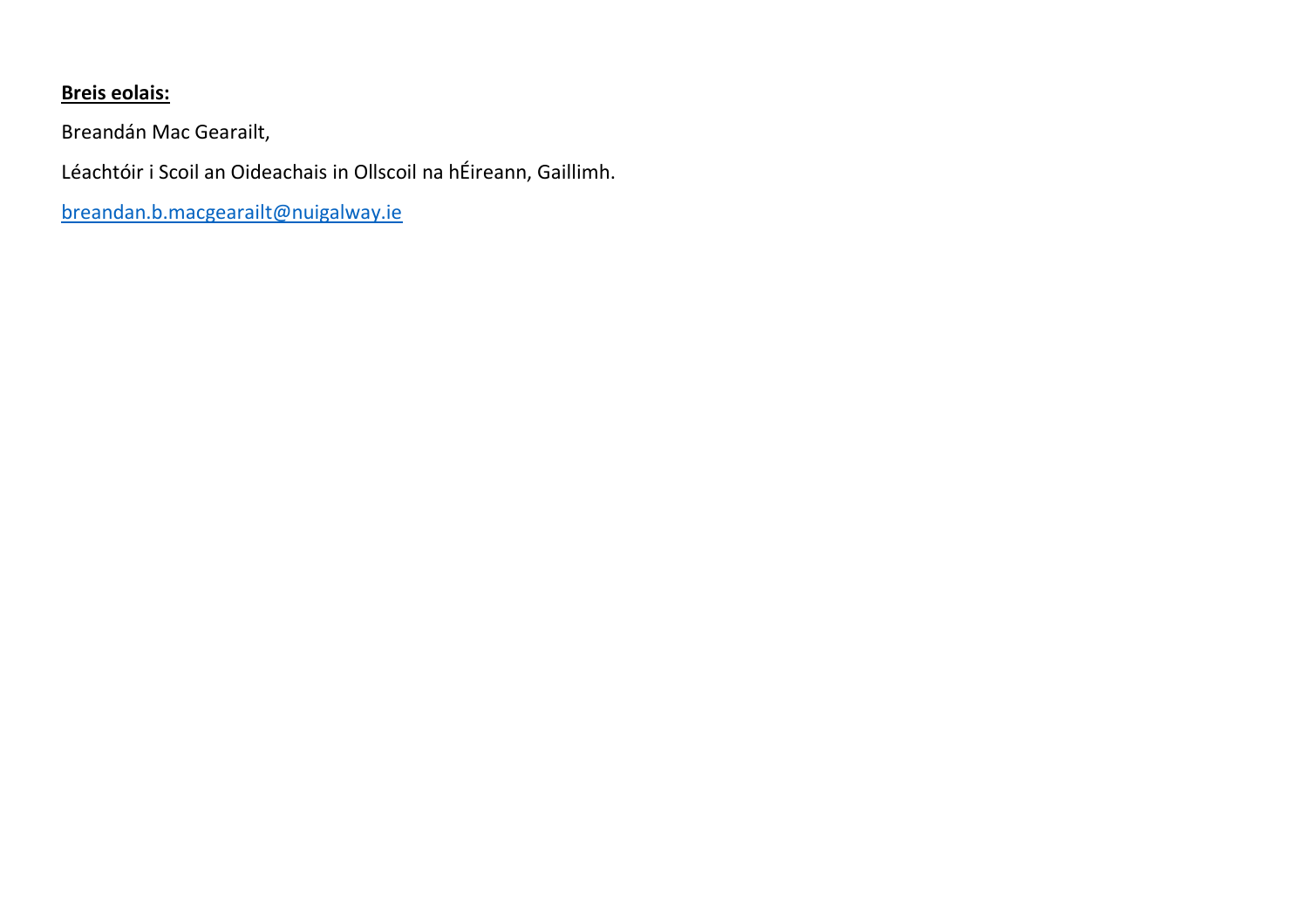**Breis eolais:**

Breandán Mac Gearailt,

Léachtóir i Scoil an Oideachais in Ollscoil na hÉireann, Gaillimh.

breandan.b.macgearailt@nuigalway.ie